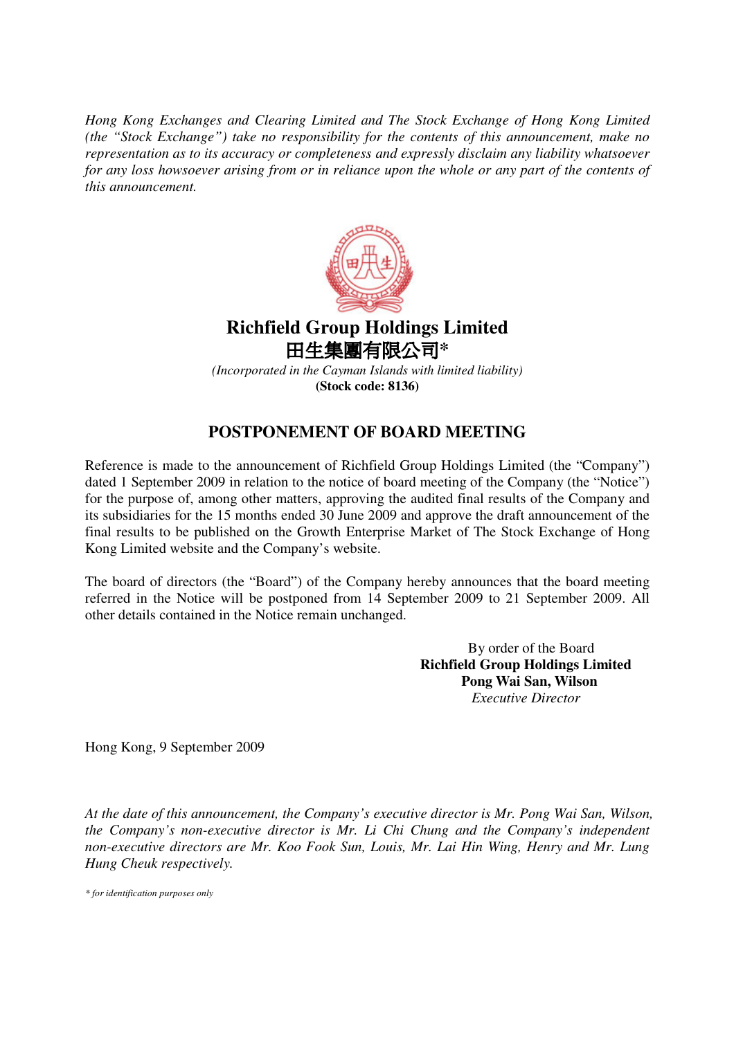*Hong Kong Exchanges and Clearing Limited and The Stock Exchange of Hong Kong Limited (the "Stock Exchange") take no responsibility for the contents of this announcement, make no representation as to its accuracy or completeness and expressly disclaim any liability whatsoever for any loss howsoever arising from or in reliance upon the whole or any part of the contents of this announcement.*

# Richfield Group Holdings Limited
# 田生集團有限公司*

*(Incorporated in the Cayman Islands with limited liability)*
**(Stock code: 8136)**

## POSTPONEMENT OF BOARD MEETING

Reference is made to the announcement of Richfield Group Holdings Limited (the "Company") dated 1 September 2009 in relation to the notice of board meeting of the Company (the "Notice") for the purpose of, among other matters, approving the audited final results of the Company and its subsidiaries for the 15 months ended 30 June 2009 and approve the draft announcement of the final results to be published on the Growth Enterprise Market of The Stock Exchange of Hong Kong Limited website and the Company's website.

The board of directors (the "Board") of the Company hereby announces that the board meeting referred in the Notice will be postponed from 14 September 2009 to 21 September 2009. All other details contained in the Notice remain unchanged.

By order of the Board
**Richfield Group Holdings Limited**
**Pong Wai San, Wilson**
*Executive Director*

Hong Kong, 9 September 2009

*At the date of this announcement, the Company's executive director is Mr. Pong Wai San, Wilson, the Company's non-executive director is Mr. Li Chi Chung and the Company's independent non-executive directors are Mr. Koo Fook Sun, Louis, Mr. Lai Hin Wing, Henry and Mr. Lung Hung Cheuk respectively.*

*\* for identification purposes only*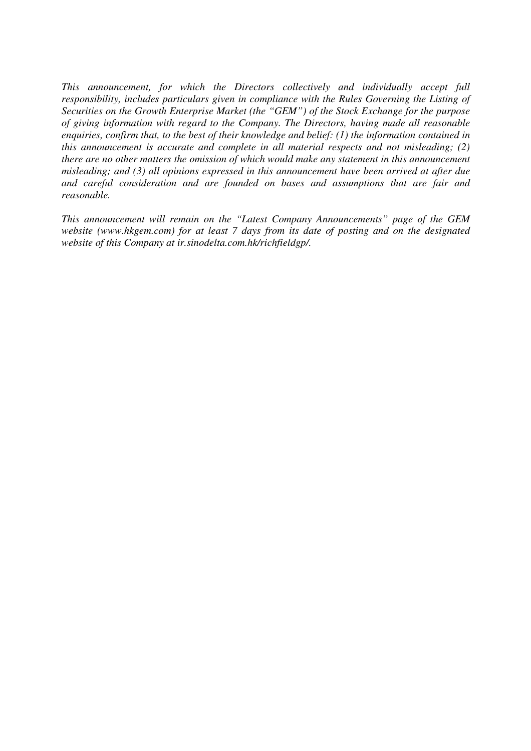*This announcement, for which the Directors collectively and individually accept full responsibility, includes particulars given in compliance with the Rules Governing the Listing of Securities on the Growth Enterprise Market (the "GEM") of the Stock Exchange for the purpose of giving information with regard to the Company. The Directors, having made all reasonable enquiries, confirm that, to the best of their knowledge and belief: (1) the information contained in this announcement is accurate and complete in all material respects and not misleading; (2) there are no other matters the omission of which would make any statement in this announcement misleading; and (3) all opinions expressed in this announcement have been arrived at after due and careful consideration and are founded on bases and assumptions that are fair and reasonable.*

*This announcement will remain on the "Latest Company Announcements" page of the GEM website (www.hkgem.com) for at least 7 days from its date of posting and on the designated website of this Company at ir.sinodelta.com.hk/richfieldgp/.*